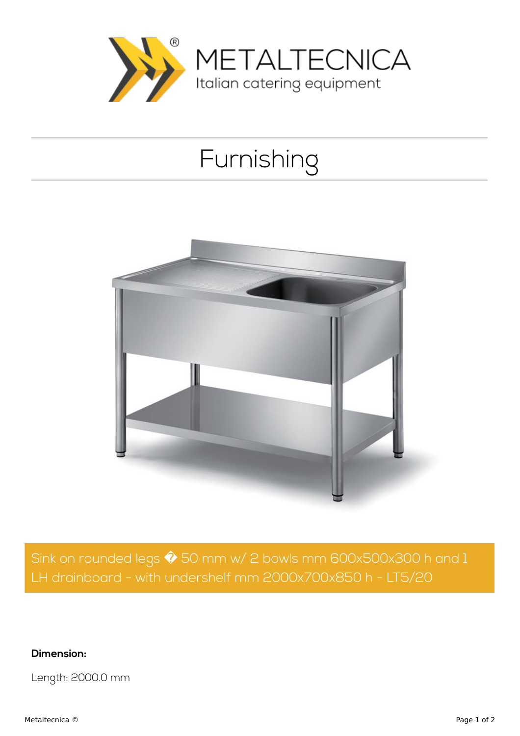METALTECNICA

Italian catering equipment

# Furnishing

## Sink on rounded legs � 50 mm w/ 2 bowls mm 600x500x300 h and 1 LH drainboard - with undershelf mm 2000x700x850 h - LT5/20

**Dimension:**

Length: 2000.0 mm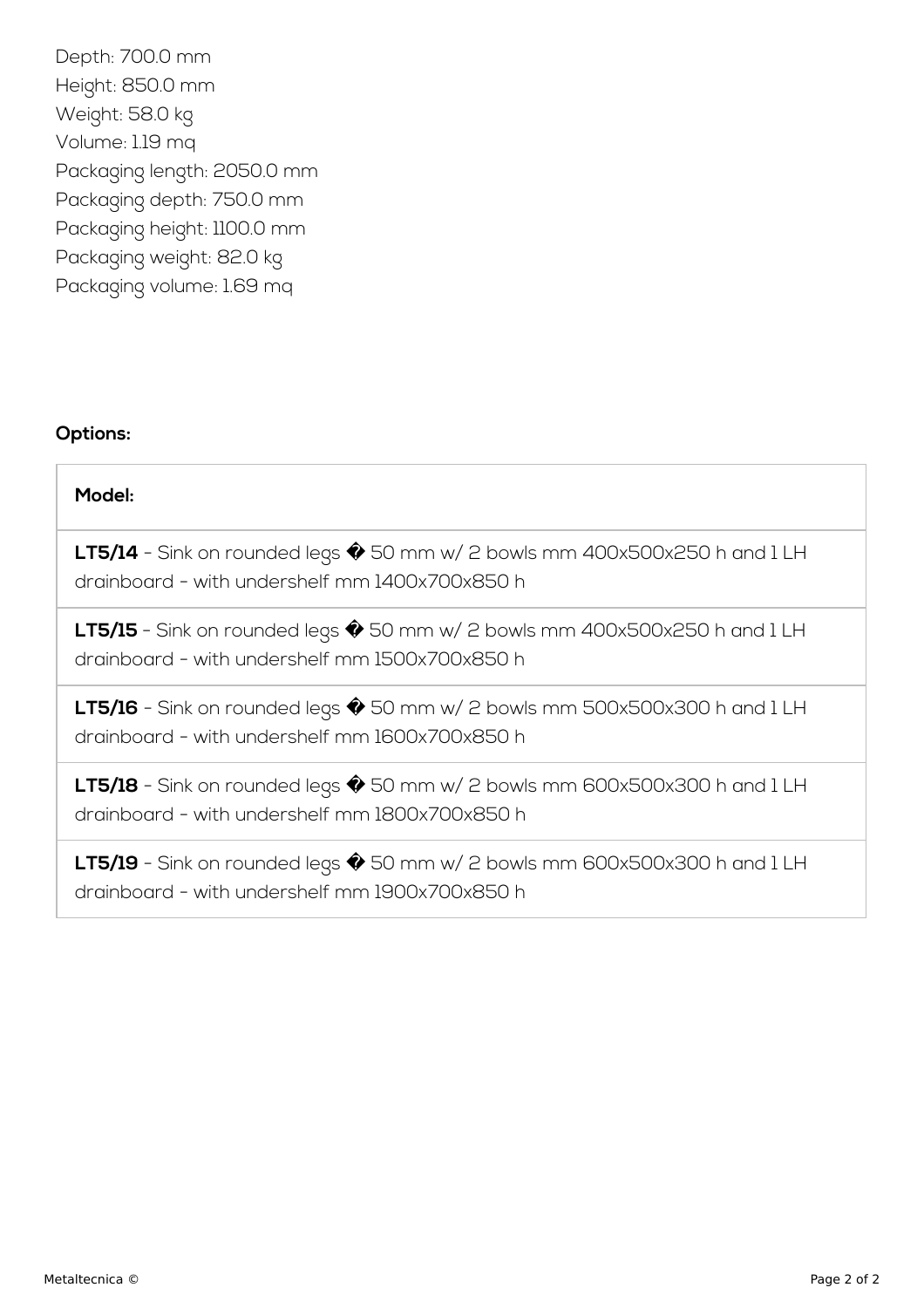Depth: 700.0 mm
Height: 850.0 mm
Weight: 58.0 kg
Volume: 1.19 mq
Packaging length: 2050.0 mm
Packaging depth: 750.0 mm
Packaging height: 1100.0 mm
Packaging weight: 82.0 kg
Packaging volume: 1.69 mq

**Options:**

| **Model:** |
|---|
| **LT5/14** - Sink on rounded legs � 50 mm w/ 2 bowls mm 400x500x250 h and 1 LH drainboard - with undershelf mm 1400x700x850 h |
| **LT5/15** - Sink on rounded legs � 50 mm w/ 2 bowls mm 400x500x250 h and 1 LH drainboard - with undershelf mm 1500x700x850 h |
| **LT5/16** - Sink on rounded legs � 50 mm w/ 2 bowls mm 500x500x300 h and 1 LH drainboard - with undershelf mm 1600x700x850 h |
| **LT5/18** - Sink on rounded legs � 50 mm w/ 2 bowls mm 600x500x300 h and 1 LH drainboard - with undershelf mm 1800x700x850 h |
| **LT5/19** - Sink on rounded legs � 50 mm w/ 2 bowls mm 600x500x300 h and 1 LH drainboard - with undershelf mm 1900x700x850 h |

Metaltecnica ©